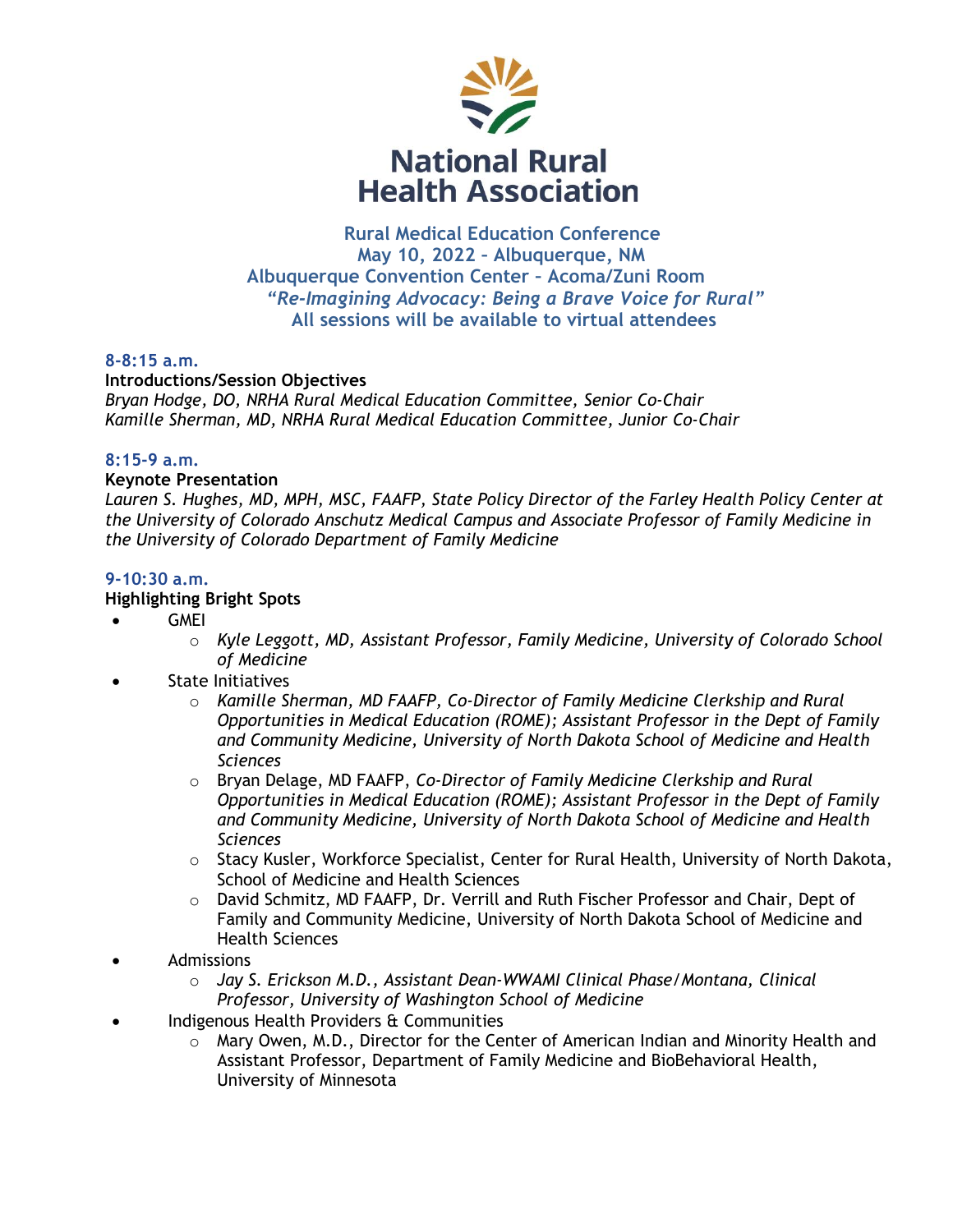# National Rural Health Association

## Rural Medical Education Conference

**May 10, 2022 – Albuquerque, NM**

**Albuquerque Convention Center – Acoma/Zuni Room**

***"Re-Imagining Advocacy: Being a Brave Voice for Rural"***

**All sessions will be available to virtual attendees**

### 8-8:15 a.m.

**Introductions/Session Objectives**

*Bryan Hodge, DO, NRHA Rural Medical Education Committee, Senior Co-Chair*
*Kamille Sherman, MD, NRHA Rural Medical Education Committee, Junior Co-Chair*

### 8:15-9 a.m.

**Keynote Presentation**

*Lauren S. Hughes, MD, MPH, MSC, FAAFP, State Policy Director of the Farley Health Policy Center at the University of Colorado Anschutz Medical Campus and Associate Professor of Family Medicine in the University of Colorado Department of Family Medicine*

### 9-10:30 a.m.

**Highlighting Bright Spots**

- GMEI
  - *Kyle Leggott, MD, Assistant Professor, Family Medicine, University of Colorado School of Medicine*
- State Initiatives
  - *Kamille Sherman, MD FAAFP, Co-Director of Family Medicine Clerkship and Rural Opportunities in Medical Education (ROME); Assistant Professor in the Dept of Family and Community Medicine, University of North Dakota School of Medicine and Health Sciences*
  - Bryan Delage, MD FAAFP, *Co-Director of Family Medicine Clerkship and Rural Opportunities in Medical Education (ROME); Assistant Professor in the Dept of Family and Community Medicine, University of North Dakota School of Medicine and Health Sciences*
  - Stacy Kusler, Workforce Specialist, Center for Rural Health, University of North Dakota, School of Medicine and Health Sciences
  - David Schmitz, MD FAAFP, Dr. Verrill and Ruth Fischer Professor and Chair, Dept of Family and Community Medicine, University of North Dakota School of Medicine and Health Sciences
- Admissions
  - *Jay S. Erickson M.D., Assistant Dean-WWAMI Clinical Phase/Montana, Clinical Professor, University of Washington School of Medicine*
- Indigenous Health Providers & Communities
  - Mary Owen, M.D., Director for the Center of American Indian and Minority Health and Assistant Professor, Department of Family Medicine and BioBehavioral Health, University of Minnesota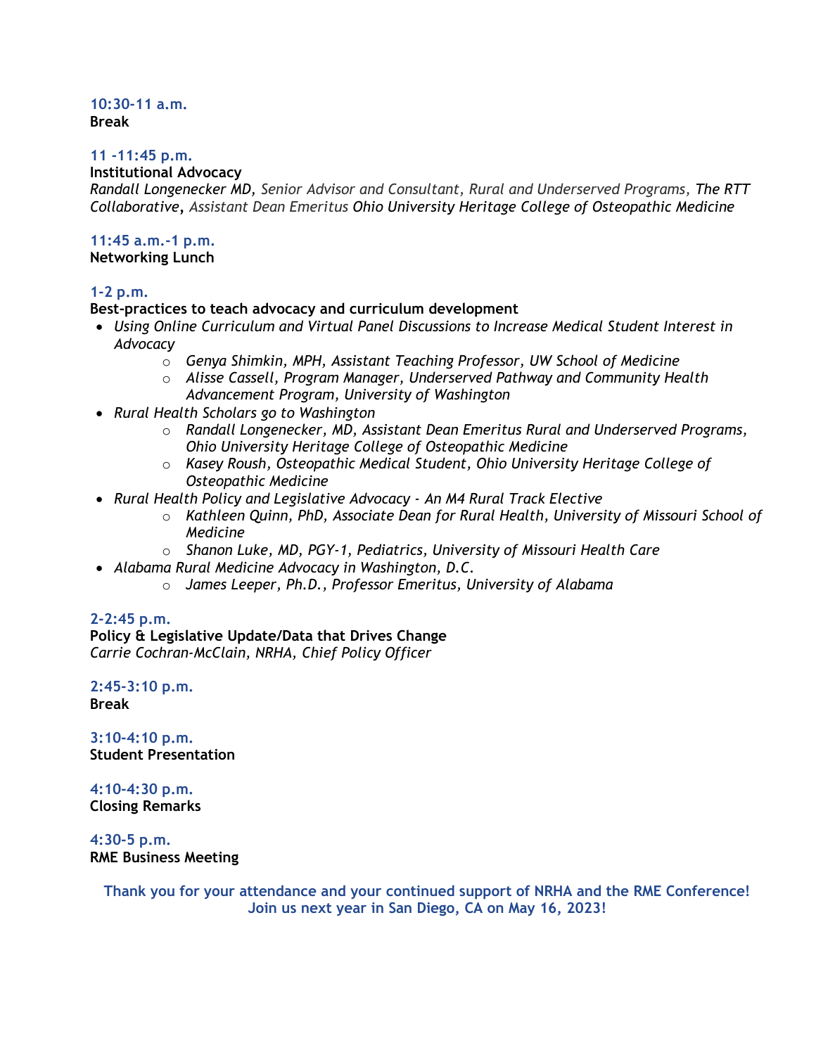**10:30-11 a.m.**
**Break**

**11 -11:45 p.m.**
**Institutional Advocacy**
*Randall Longenecker MD, Senior Advisor and Consultant, Rural and Underserved Programs, The RTT Collaborative, Assistant Dean Emeritus Ohio University Heritage College of Osteopathic Medicine*

**11:45 a.m.-1 p.m.**
**Networking Lunch**

**1-2 p.m.**
**Best-practices to teach advocacy and curriculum development**

- *Using Online Curriculum and Virtual Panel Discussions to Increase Medical Student Interest in Advocacy*
    - *Genya Shimkin, MPH, Assistant Teaching Professor, UW School of Medicine*
    - *Alisse Cassell, Program Manager, Underserved Pathway and Community Health Advancement Program, University of Washington*
- *Rural Health Scholars go to Washington*
    - *Randall Longenecker, MD, Assistant Dean Emeritus Rural and Underserved Programs, Ohio University Heritage College of Osteopathic Medicine*
    - *Kasey Roush, Osteopathic Medical Student, Ohio University Heritage College of Osteopathic Medicine*
- *Rural Health Policy and Legislative Advocacy - An M4 Rural Track Elective*
    - *Kathleen Quinn, PhD, Associate Dean for Rural Health, University of Missouri School of Medicine*
    - *Shanon Luke, MD, PGY-1, Pediatrics, University of Missouri Health Care*
- *Alabama Rural Medicine Advocacy in Washington, D.C.*
    - *James Leeper, Ph.D., Professor Emeritus, University of Alabama*

**2-2:45 p.m.**
**Policy & Legislative Update/Data that Drives Change**
*Carrie Cochran-McClain, NRHA, Chief Policy Officer*

**2:45-3:10 p.m.**
**Break**

**3:10-4:10 p.m.**
**Student Presentation**

**4:10-4:30 p.m.**
**Closing Remarks**

**4:30-5 p.m.**
**RME Business Meeting**

**Thank you for your attendance and your continued support of NRHA and the RME Conference!**
**Join us next year in San Diego, CA on May 16, 2023!**